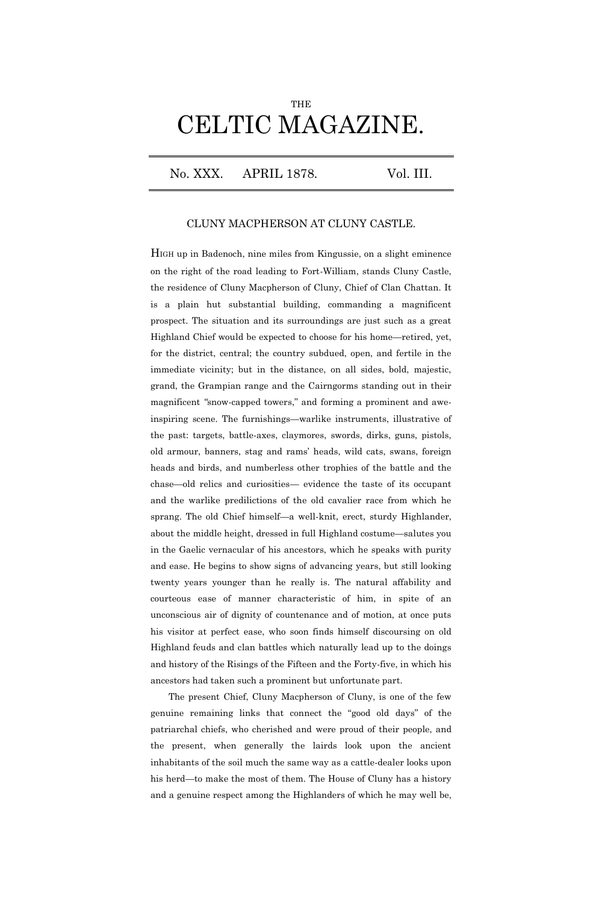THE

# CELTIC MAGAZINE.

No. XXX. APRIL 1878. Vol. III.

## CLUNY MACPHERSON AT CLUNY CASTLE.

HIGH up in Badenoch, nine miles from Kingussie, on a slight eminence on the right of the road leading to Fort-William, stands Cluny Castle, the residence of Cluny Macpherson of Cluny, Chief of Clan Chattan. It is a plain hut substantial building, commanding a magnificent prospect. The situation and its surroundings are just such as a great Highland Chief would be expected to choose for his home—retired, yet, for the district, central; the country subdued, open, and fertile in the immediate vicinity; but in the distance, on all sides, bold, majestic, grand, the Grampian range and the Cairngorms standing out in their magnificent "snow-capped towers," and forming a prominent and awe-inspiring scene. The furnishings—warlike instruments, illustrative of the past: targets, battle-axes, claymores, swords, dirks, guns, pistols, old armour, banners, stag and rams' heads, wild cats, swans, foreign heads and birds, and numberless other trophies of the battle and the chase—old relics and curiosities— evidence the taste of its occupant and the warlike predilictions of the old cavalier race from which he sprang. The old Chief himself—a well-knit, erect, sturdy Highlander, about the middle height, dressed in full Highland costume—salutes you in the Gaelic vernacular of his ancestors, which he speaks with purity and ease. He begins to show signs of advancing years, but still looking twenty years younger than he really is. The natural affability and courteous ease of manner characteristic of him, in spite of an unconscious air of dignity of countenance and of motion, at once puts his visitor at perfect ease, who soon finds himself discoursing on old Highland feuds and clan battles which naturally lead up to the doings and history of the Risings of the Fifteen and the Forty-five, in which his ancestors had taken such a prominent but unfortunate part.

The present Chief, Cluny Macpherson of Cluny, is one of the few genuine remaining links that connect the "good old days" of the patriarchal chiefs, who cherished and were proud of their people, and the present, when generally the lairds look upon the ancient inhabitants of the soil much the same way as a cattle-dealer looks upon his herd—to make the most of them. The House of Cluny has a history and a genuine respect among the Highlanders of which he may well be,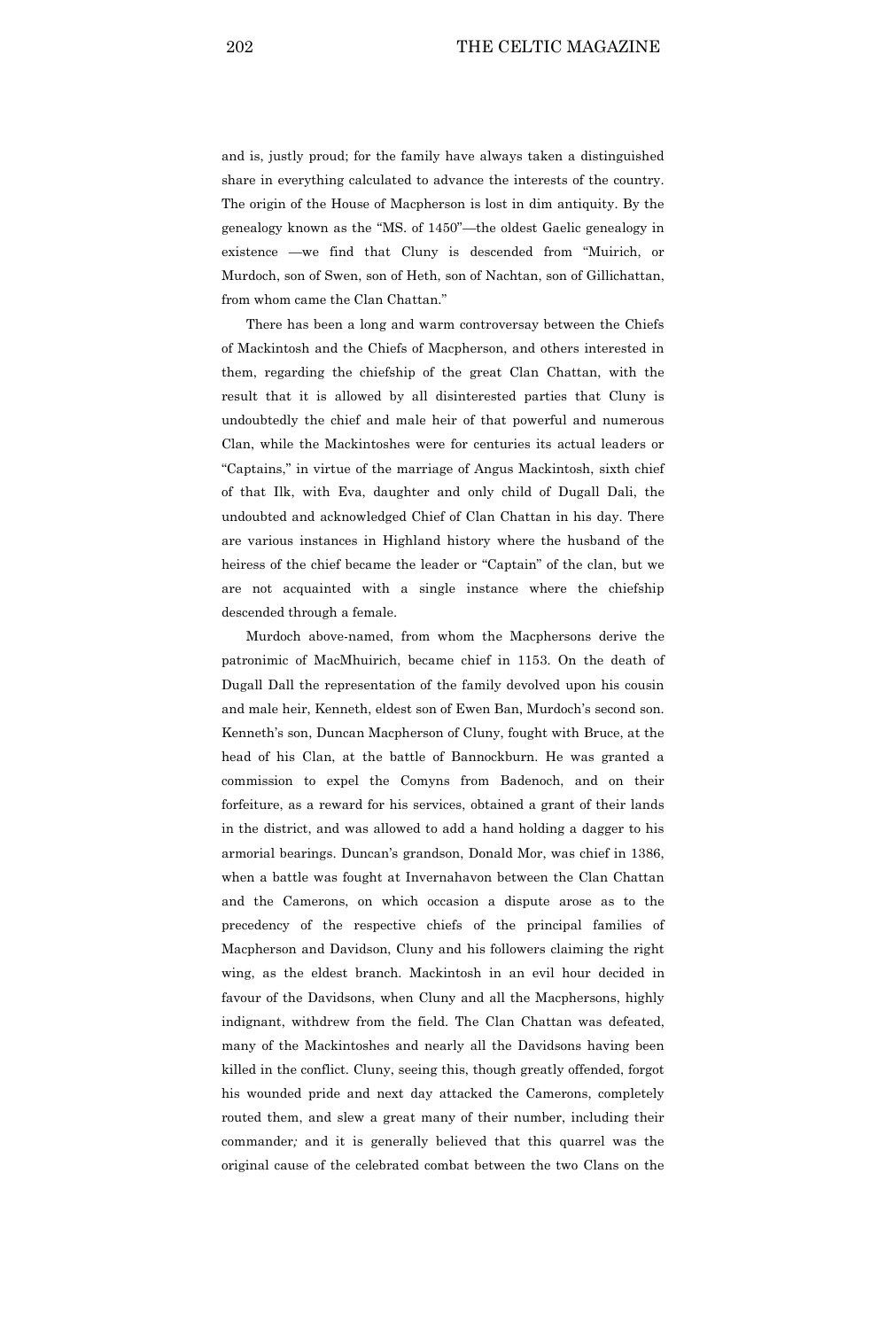and is, justly proud; for the family have always taken a distinguished share in everything calculated to advance the interests of the country. The origin of the House of Macpherson is lost in dim antiquity. By the genealogy known as the "MS. of 1450"—the oldest Gaelic genealogy in existence —we find that Cluny is descended from "Muirich, or Murdoch, son of Swen, son of Heth, son of Nachtan, son of Gillichattan, from whom came the Clan Chattan."

There has been a long and warm controversay between the Chiefs of Mackintosh and the Chiefs of Macpherson, and others interested in them, regarding the chiefship of the great Clan Chattan, with the result that it is allowed by all disinterested parties that Cluny is undoubtedly the chief and male heir of that powerful and numerous Clan, while the Mackintoshes were for centuries its actual leaders or "Captains," in virtue of the marriage of Angus Mackintosh, sixth chief of that Ilk, with Eva, daughter and only child of Dugall Dali, the undoubted and acknowledged Chief of Clan Chattan in his day. There are various instances in Highland history where the husband of the heiress of the chief became the leader or "Captain" of the clan, but we are not acquainted with a single instance where the chiefship descended through a female.

Murdoch above-named, from whom the Macphersons derive the patronimic of MacMhuirich, became chief in 1153. On the death of Dugall Dall the representation of the family devolved upon his cousin and male heir, Kenneth, eldest son of Ewen Ban, Murdoch's second son. Kenneth's son, Duncan Macpherson of Cluny, fought with Bruce, at the head of his Clan, at the battle of Bannockburn. He was granted a commission to expel the Comyns from Badenoch, and on their forfeiture, as a reward for his services, obtained a grant of their lands in the district, and was allowed to add a hand holding a dagger to his armorial bearings. Duncan's grandson, Donald Mor, was chief in 1386, when a battle was fought at Invernahavon between the Clan Chattan and the Camerons, on which occasion a dispute arose as to the precedency of the respective chiefs of the principal families of Macpherson and Davidson, Cluny and his followers claiming the right wing, as the eldest branch. Mackintosh in an evil hour decided in favour of the Davidsons, when Cluny and all the Macphersons, highly indignant, withdrew from the field. The Clan Chattan was defeated, many of the Mackintoshes and nearly all the Davidsons having been killed in the conflict. Cluny, seeing this, though greatly offended, forgot his wounded pride and next day attacked the Camerons, completely routed them, and slew a great many of their number, including their commander; and it is generally believed that this quarrel was the original cause of the celebrated combat between the two Clans on the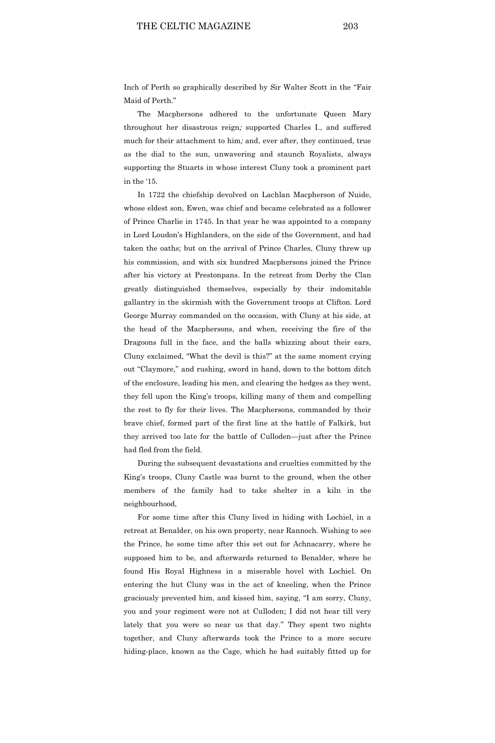Inch of Perth so graphically described by Sir Walter Scott in the "Fair Maid of Perth."

The Macphersons adhered to the unfortunate Queen Mary throughout her disastrous reign; supported Charles I., and suffered much for their attachment to him; and, ever after, they continued, true as the dial to the sun, unwavering and staunch Royalists, always supporting the Stuarts in whose interest Cluny took a prominent part in the '15.

In 1722 the chiefship devolved on Lachlan Macpherson of Nuide, whose eldest son, Ewen, was chief and became celebrated as a follower of Prince Charlie in 1745. In that year he was appointed to a company in Lord Loudon's Highlanders, on the side of the Government, and had taken the oaths; but on the arrival of Prince Charles, Cluny threw up his commission, and with six hundred Macphersons joined the Prince after his victory at Prestonpans. In the retreat from Derby the Clan greatly distinguished themselves, especially by their indomitable gallantry in the skirmish with the Government troops at Clifton. Lord George Murray commanded on the occasion, with Cluny at his side, at the head of the Macphersons, and when, receiving the fire of the Dragoons full in the face, and the balls whizzing about their ears, Cluny exclaimed, "What the devil is this?" at the same moment crying out "Claymore," and rushing, sword in hand, down to the bottom ditch of the enclosure, leading his men, and clearing the hedges as they went, they fell upon the King's troops, killing many of them and compelling the rest to fly for their lives. The Macphersons, commanded by their brave chief, formed part of the first line at the battle of Falkirk, but they arrived too late for the battle of Culloden—just after the Prince had fled from the field.

During the subsequent devastations and cruelties committed by the King's troops, Cluny Castle was burnt to the ground, when the other members of the family had to take shelter in a kiln in the neighbourhood,

For some time after this Cluny lived in hiding with Lochiel, in a retreat at Benalder, on his own property, near Rannoch. Wishing to see the Prince, he some time after this set out for Achnacarry, where he supposed him to be, and afterwards returned to Benalder, where he found His Royal Highness in a miserable hovel with Lochiel. On entering the hut Cluny was in the act of kneeling, when the Prince graciously prevented him, and kissed him, saying, "I am sorry, Cluny, you and your regiment were not at Culloden; I did not hear till very lately that you were so near us that day." They spent two nights together, and Cluny afterwards took the Prince to a more secure hiding-place, known as the Cage, which he had suitably fitted up for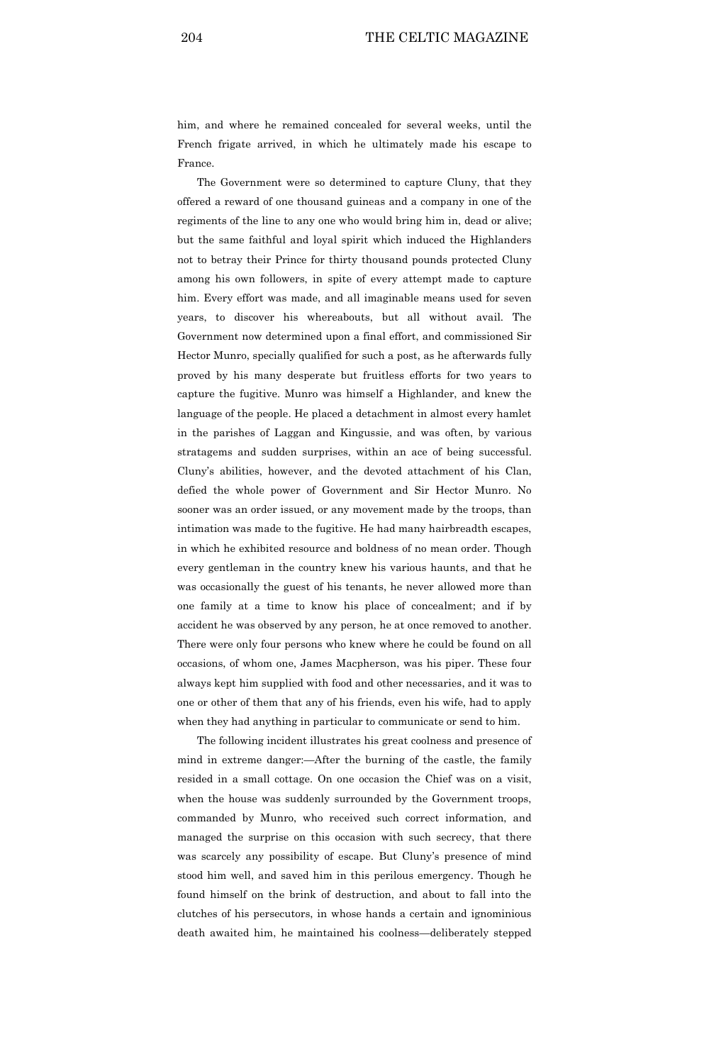him, and where he remained concealed for several weeks, until the French frigate arrived, in which he ultimately made his escape to France.

The Government were so determined to capture Cluny, that they offered a reward of one thousand guineas and a company in one of the regiments of the line to any one who would bring him in, dead or alive; but the same faithful and loyal spirit which induced the Highlanders not to betray their Prince for thirty thousand pounds protected Cluny among his own followers, in spite of every attempt made to capture him. Every effort was made, and all imaginable means used for seven years, to discover his whereabouts, but all without avail. The Government now determined upon a final effort, and commissioned Sir Hector Munro, specially qualified for such a post, as he afterwards fully proved by his many desperate but fruitless efforts for two years to capture the fugitive. Munro was himself a Highlander, and knew the language of the people. He placed a detachment in almost every hamlet in the parishes of Laggan and Kingussie, and was often, by various stratagems and sudden surprises, within an ace of being successful. Cluny's abilities, however, and the devoted attachment of his Clan, defied the whole power of Government and Sir Hector Munro. No sooner was an order issued, or any movement made by the troops, than intimation was made to the fugitive. He had many hairbreadth escapes, in which he exhibited resource and boldness of no mean order. Though every gentleman in the country knew his various haunts, and that he was occasionally the guest of his tenants, he never allowed more than one family at a time to know his place of concealment; and if by accident he was observed by any person, he at once removed to another. There were only four persons who knew where he could be found on all occasions, of whom one, James Macpherson, was his piper. These four always kept him supplied with food and other necessaries, and it was to one or other of them that any of his friends, even his wife, had to apply when they had anything in particular to communicate or send to him.

The following incident illustrates his great coolness and presence of mind in extreme danger:—After the burning of the castle, the family resided in a small cottage. On one occasion the Chief was on a visit, when the house was suddenly surrounded by the Government troops, commanded by Munro, who received such correct information, and managed the surprise on this occasion with such secrecy, that there was scarcely any possibility of escape. But Cluny's presence of mind stood him well, and saved him in this perilous emergency. Though he found himself on the brink of destruction, and about to fall into the clutches of his persecutors, in whose hands a certain and ignominious death awaited him, he maintained his coolness—deliberately stepped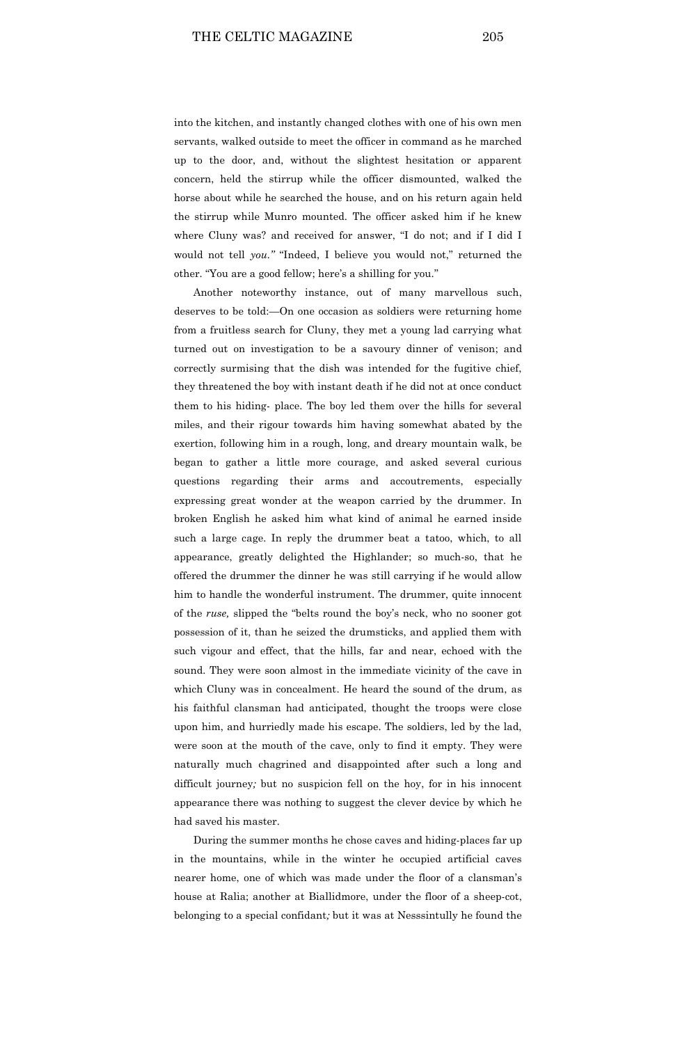into the kitchen, and instantly changed clothes with one of his own men servants, walked outside to meet the officer in command as he marched up to the door, and, without the slightest hesitation or apparent concern, held the stirrup while the officer dismounted, walked the horse about while he searched the house, and on his return again held the stirrup while Munro mounted. The officer asked him if he knew where Cluny was? and received for answer, "I do not; and if I did I would not tell *you."* "Indeed, I believe you would not," returned the other. "You are a good fellow; here's a shilling for you."

Another noteworthy instance, out of many marvellous such, deserves to be told:—On one occasion as soldiers were returning home from a fruitless search for Cluny, they met a young lad carrying what turned out on investigation to be a savoury dinner of venison; and correctly surmising that the dish was intended for the fugitive chief, they threatened the boy with instant death if he did not at once conduct them to his hiding- place. The boy led them over the hills for several miles, and their rigour towards him having somewhat abated by the exertion, following him in a rough, long, and dreary mountain walk, be began to gather a little more courage, and asked several curious questions regarding their arms and accoutrements, especially expressing great wonder at the weapon carried by the drummer. In broken English he asked him what kind of animal he earned inside such a large cage. In reply the drummer beat a tatoo, which, to all appearance, greatly delighted the Highlander; so much-so, that he offered the drummer the dinner he was still carrying if he would allow him to handle the wonderful instrument. The drummer, quite innocent of the *ruse,* slipped the "belts round the boy's neck, who no sooner got possession of it, than he seized the drumsticks, and applied them with such vigour and effect, that the hills, far and near, echoed with the sound. They were soon almost in the immediate vicinity of the cave in which Cluny was in concealment. He heard the sound of the drum, as his faithful clansman had anticipated, thought the troops were close upon him, and hurriedly made his escape. The soldiers, led by the lad, were soon at the mouth of the cave, only to find it empty. They were naturally much chagrined and disappointed after such a long and difficult journey*;* but no suspicion fell on the hoy, for in his innocent appearance there was nothing to suggest the clever device by which he had saved his master.

During the summer months he chose caves and hiding-places far up in the mountains, while in the winter he occupied artificial caves nearer home, one of which was made under the floor of a clansman's house at Ralia; another at Biallidmore, under the floor of a sheep-cot, belonging to a special confidant*;* but it was at Nesssintully he found the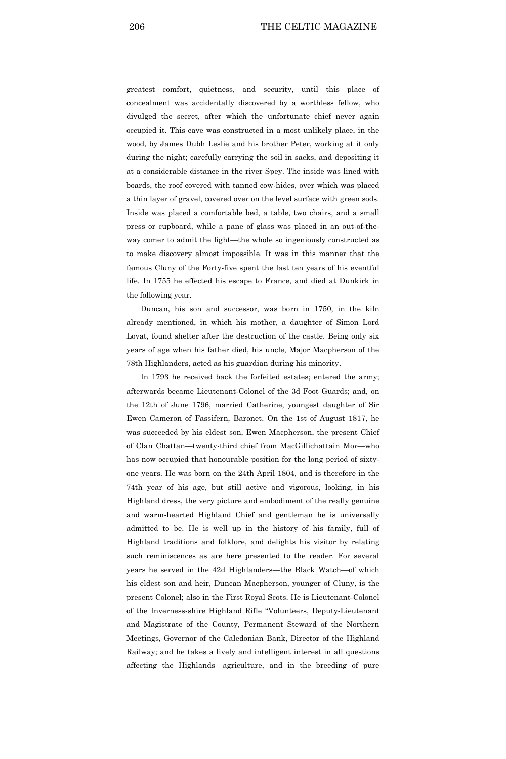greatest comfort, quietness, and security, until this place of concealment was accidentally discovered by a worthless fellow, who divulged the secret, after which the unfortunate chief never again occupied it. This cave was constructed in a most unlikely place, in the wood, by James Dubh Leslie and his brother Peter, working at it only during the night; carefully carrying the soil in sacks, and depositing it at a considerable distance in the river Spey. The inside was lined with boards, the roof covered with tanned cow-hides, over which was placed a thin layer of gravel, covered over on the level surface with green sods. Inside was placed a comfortable bed, a table, two chairs, and a small press or cupboard, while a pane of glass was placed in an out-of-the-way comer to admit the light—the whole so ingeniously constructed as to make discovery almost impossible. It was in this manner that the famous Cluny of the Forty-five spent the last ten years of his eventful life. In 1755 he effected his escape to France, and died at Dunkirk in the following year.

Duncan, his son and successor, was born in 1750, in the kiln already mentioned, in which his mother, a daughter of Simon Lord Lovat, found shelter after the destruction of the castle. Being only six years of age when his father died, his uncle, Major Macpherson of the 78th Highlanders, acted as his guardian during his minority.

In 1793 he received back the forfeited estates; entered the army; afterwards became Lieutenant-Colonel of the 3d Foot Guards; and, on the 12th of June 1796, married Catherine, youngest daughter of Sir Ewen Cameron of Fassifern, Baronet. On the 1st of August 1817, he was succeeded by his eldest son, Ewen Macpherson, the present Chief of Clan Chattan—twenty-third chief from MacGillichattain Mor—who has now occupied that honourable position for the long period of sixty-one years. He was born on the 24th April 1804, and is therefore in the 74th year of his age, but still active and vigorous, looking, in his Highland dress, the very picture and embodiment of the really genuine and warm-hearted Highland Chief and gentleman he is universally admitted to be. He is well up in the history of his family, full of Highland traditions and folklore, and delights his visitor by relating such reminiscences as are here presented to the reader. For several years he served in the 42d Highlanders—the Black Watch—of which his eldest son and heir, Duncan Macpherson, younger of Cluny, is the present Colonel; also in the First Royal Scots. He is Lieutenant-Colonel of the Inverness-shire Highland Rifle "Volunteers, Deputy-Lieutenant and Magistrate of the County, Permanent Steward of the Northern Meetings, Governor of the Caledonian Bank, Director of the Highland Railway; and he takes a lively and intelligent interest in all questions affecting the Highlands—agriculture, and in the breeding of pure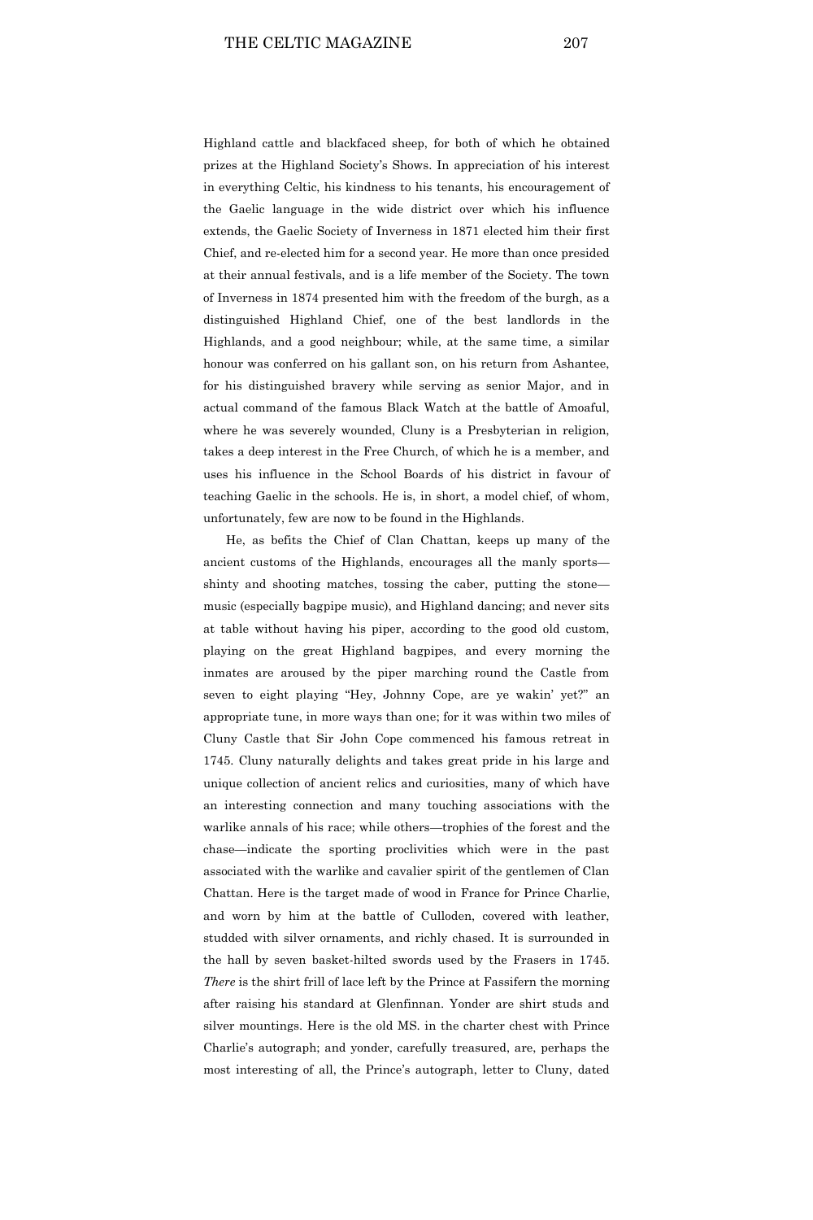Highland cattle and blackfaced sheep, for both of which he obtained prizes at the Highland Society's Shows. In appreciation of his interest in everything Celtic, his kindness to his tenants, his encouragement of the Gaelic language in the wide district over which his influence extends, the Gaelic Society of Inverness in 1871 elected him their first Chief, and re-elected him for a second year. He more than once presided at their annual festivals, and is a life member of the Society. The town of Inverness in 1874 presented him with the freedom of the burgh, as a distinguished Highland Chief, one of the best landlords in the Highlands, and a good neighbour; while, at the same time, a similar honour was conferred on his gallant son, on his return from Ashantee, for his distinguished bravery while serving as senior Major, and in actual command of the famous Black Watch at the battle of Amoaful, where he was severely wounded, Cluny is a Presbyterian in religion, takes a deep interest in the Free Church, of which he is a member, and uses his influence in the School Boards of his district in favour of teaching Gaelic in the schools. He is, in short, a model chief, of whom, unfortunately, few are now to be found in the Highlands.

He, as befits the Chief of Clan Chattan, keeps up many of the ancient customs of the Highlands, encourages all the manly sports—shinty and shooting matches, tossing the caber, putting the stone—music (especially bagpipe music), and Highland dancing; and never sits at table without having his piper, according to the good old custom, playing on the great Highland bagpipes, and every morning the inmates are aroused by the piper marching round the Castle from seven to eight playing "Hey, Johnny Cope, are ye wakin' yet?" an appropriate tune, in more ways than one; for it was within two miles of Cluny Castle that Sir John Cope commenced his famous retreat in 1745. Cluny naturally delights and takes great pride in his large and unique collection of ancient relics and curiosities, many of which have an interesting connection and many touching associations with the warlike annals of his race; while others—trophies of the forest and the chase—indicate the sporting proclivities which were in the past associated with the warlike and cavalier spirit of the gentlemen of Clan Chattan. Here is the target made of wood in France for Prince Charlie, and worn by him at the battle of Culloden, covered with leather, studded with silver ornaments, and richly chased. It is surrounded in the hall by seven basket-hilted swords used by the Frasers in 1745. *There* is the shirt frill of lace left by the Prince at Fassifern the morning after raising his standard at Glenfinnan. Yonder are shirt studs and silver mountings. Here is the old MS. in the charter chest with Prince Charlie's autograph; and yonder, carefully treasured, are, perhaps the most interesting of all, the Prince's autograph, letter to Cluny, dated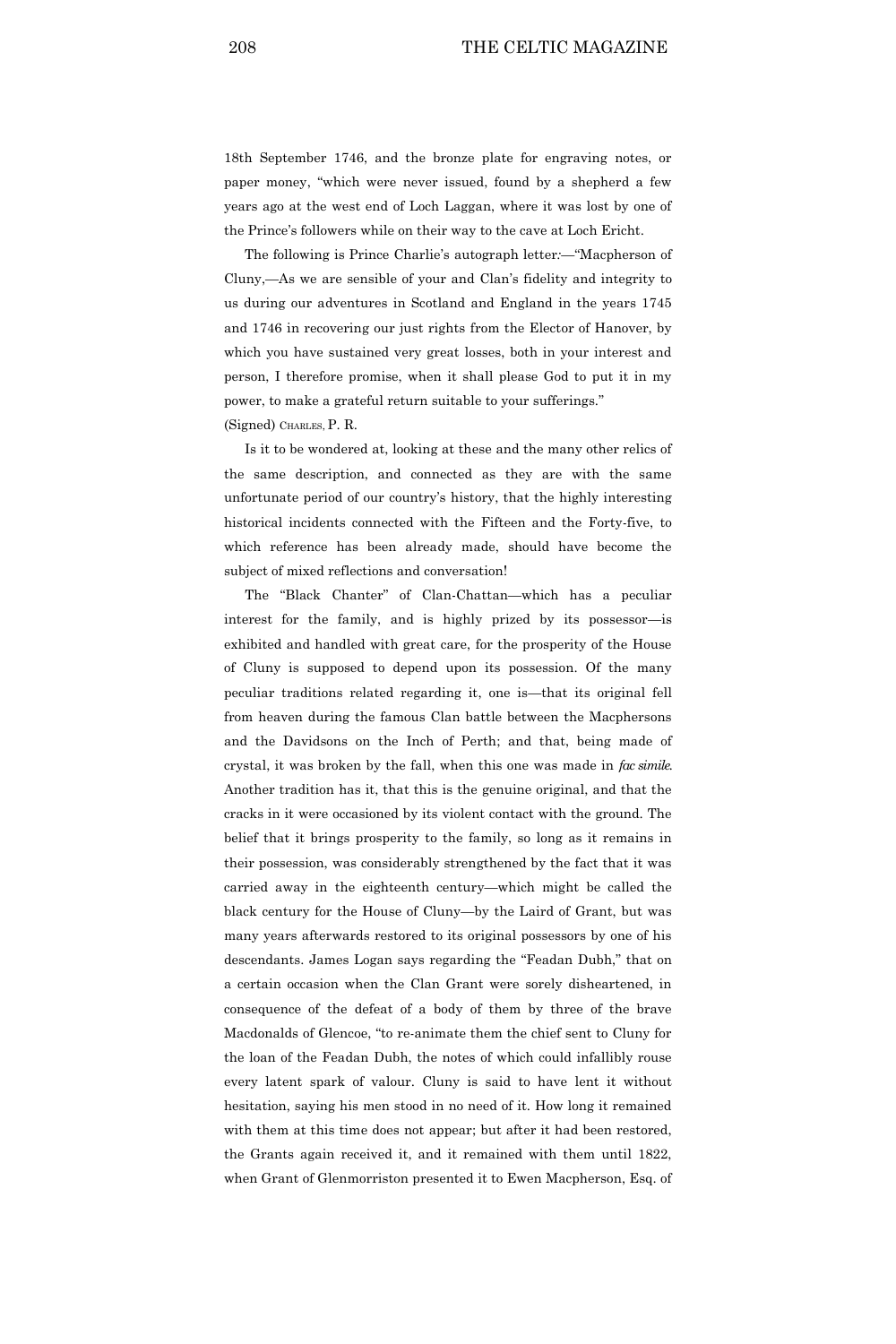18th September 1746, and the bronze plate for engraving notes, or paper money, "which were never issued, found by a shepherd a few years ago at the west end of Loch Laggan, where it was lost by one of the Prince's followers while on their way to the cave at Loch Ericht.

The following is Prince Charlie's autograph letter:—"Macpherson of Cluny,—As we are sensible of your and Clan's fidelity and integrity to us during our adventures in Scotland and England in the years 1745 and 1746 in recovering our just rights from the Elector of Hanover, by which you have sustained very great losses, both in your interest and person, I therefore promise, when it shall please God to put it in my power, to make a grateful return suitable to your sufferings."
(Signed) CHARLES, P. R.

Is it to be wondered at, looking at these and the many other relics of the same description, and connected as they are with the same unfortunate period of our country's history, that the highly interesting historical incidents connected with the Fifteen and the Forty-five, to which reference has been already made, should have become the subject of mixed reflections and conversation!

The "Black Chanter" of Clan-Chattan—which has a peculiar interest for the family, and is highly prized by its possessor—is exhibited and handled with great care, for the prosperity of the House of Cluny is supposed to depend upon its possession. Of the many peculiar traditions related regarding it, one is—that its original fell from heaven during the famous Clan battle between the Macphersons and the Davidsons on the Inch of Perth; and that, being made of crystal, it was broken by the fall, when this one was made in *fac simile*. Another tradition has it, that this is the genuine original, and that the cracks in it were occasioned by its violent contact with the ground. The belief that it brings prosperity to the family, so long as it remains in their possession, was considerably strengthened by the fact that it was carried away in the eighteenth century—which might be called the black century for the House of Cluny—by the Laird of Grant, but was many years afterwards restored to its original possessors by one of his descendants. James Logan says regarding the "Feadan Dubh," that on a certain occasion when the Clan Grant were sorely disheartened, in consequence of the defeat of a body of them by three of the brave Macdonalds of Glencoe, "to re-animate them the chief sent to Cluny for the loan of the Feadan Dubh, the notes of which could infallibly rouse every latent spark of valour. Cluny is said to have lent it without hesitation, saying his men stood in no need of it. How long it remained with them at this time does not appear; but after it had been restored, the Grants again received it, and it remained with them until 1822, when Grant of Glenmorriston presented it to Ewen Macpherson, Esq. of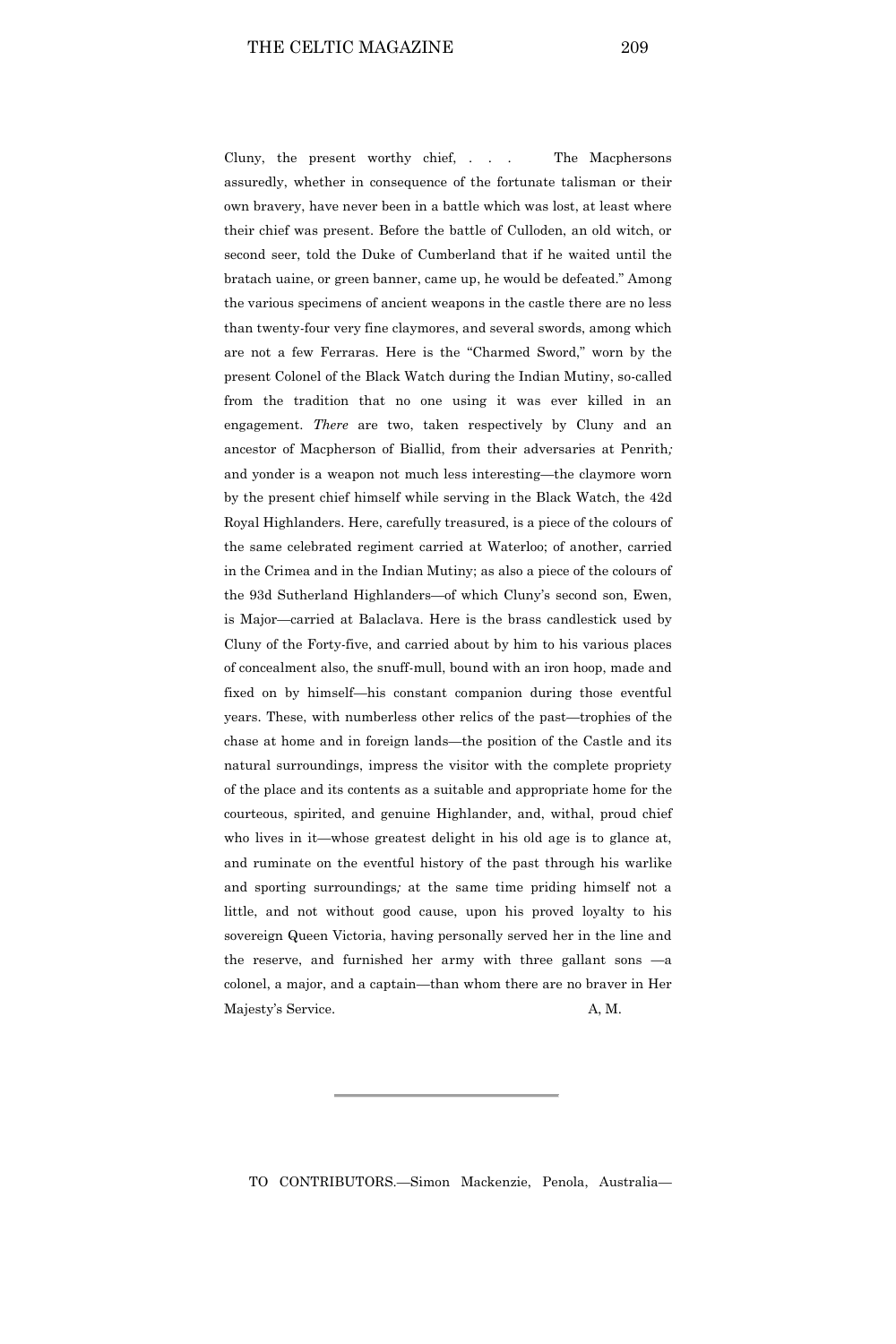Cluny, the present worthy chief, . . . The Macphersons assuredly, whether in consequence of the fortunate talisman or their own bravery, have never been in a battle which was lost, at least where their chief was present. Before the battle of Culloden, an old witch, or second seer, told the Duke of Cumberland that if he waited until the bratach uaine, or green banner, came up, he would be defeated." Among the various specimens of ancient weapons in the castle there are no less than twenty-four very fine claymores, and several swords, among which are not a few Ferraras. Here is the "Charmed Sword," worn by the present Colonel of the Black Watch during the Indian Mutiny, so-called from the tradition that no one using it was ever killed in an engagement. *There* are two, taken respectively by Cluny and an ancestor of Macpherson of Biallid, from their adversaries at Penrith; and yonder is a weapon not much less interesting—the claymore worn by the present chief himself while serving in the Black Watch, the 42d Royal Highlanders. Here, carefully treasured, is a piece of the colours of the same celebrated regiment carried at Waterloo; of another, carried in the Crimea and in the Indian Mutiny; as also a piece of the colours of the 93d Sutherland Highlanders—of which Cluny's second son, Ewen, is Major—carried at Balaclava. Here is the brass candlestick used by Cluny of the Forty-five, and carried about by him to his various places of concealment also, the snuff-mull, bound with an iron hoop, made and fixed on by himself—his constant companion during those eventful years. These, with numberless other relics of the past—trophies of the chase at home and in foreign lands—the position of the Castle and its natural surroundings, impress the visitor with the complete propriety of the place and its contents as a suitable and appropriate home for the courteous, spirited, and genuine Highlander, and, withal, proud chief who lives in it—whose greatest delight in his old age is to glance at, and ruminate on the eventful history of the past through his warlike and sporting surroundings; at the same time priding himself not a little, and not without good cause, upon his proved loyalty to his sovereign Queen Victoria, having personally served her in the line and the reserve, and furnished her army with three gallant sons —a colonel, a major, and a captain—than whom there are no braver in Her Majesty's Service.

A, M.

---

TO CONTRIBUTORS.—Simon Mackenzie, Penola, Australia—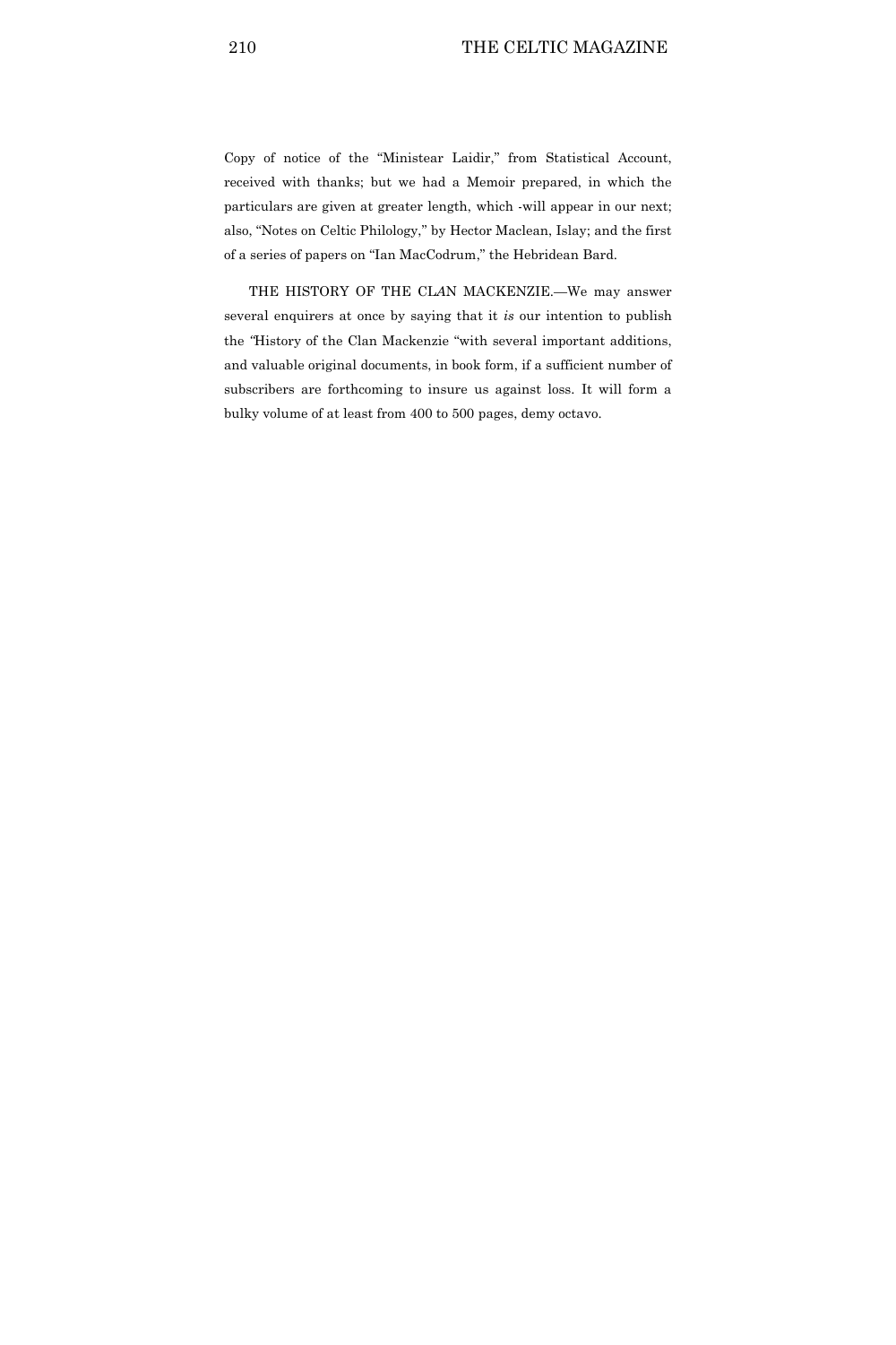Copy of notice of the "Ministear Laidir," from Statistical Account, received with thanks; but we had a Memoir prepared, in which the particulars are given at greater length, which -will appear in our next; also, "Notes on Celtic Philology," by Hector Maclean, Islay; and the first of a series of papers on "Ian MacCodrum," the Hebridean Bard.

THE HISTORY OF THE CLAN MACKENZIE.—We may answer several enquirers at once by saying that it *is* our intention to publish the "History of the Clan Mackenzie "with several important additions, and valuable original documents, in book form, if a sufficient number of subscribers are forthcoming to insure us against loss. It will form a bulky volume of at least from 400 to 500 pages, demy octavo.